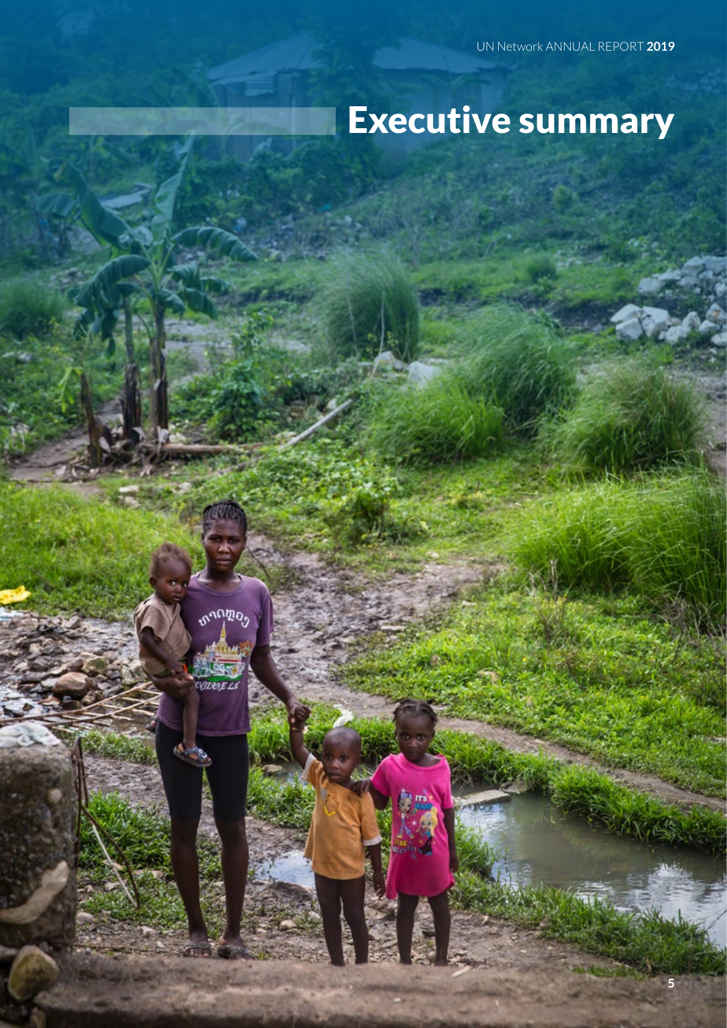# Executive summary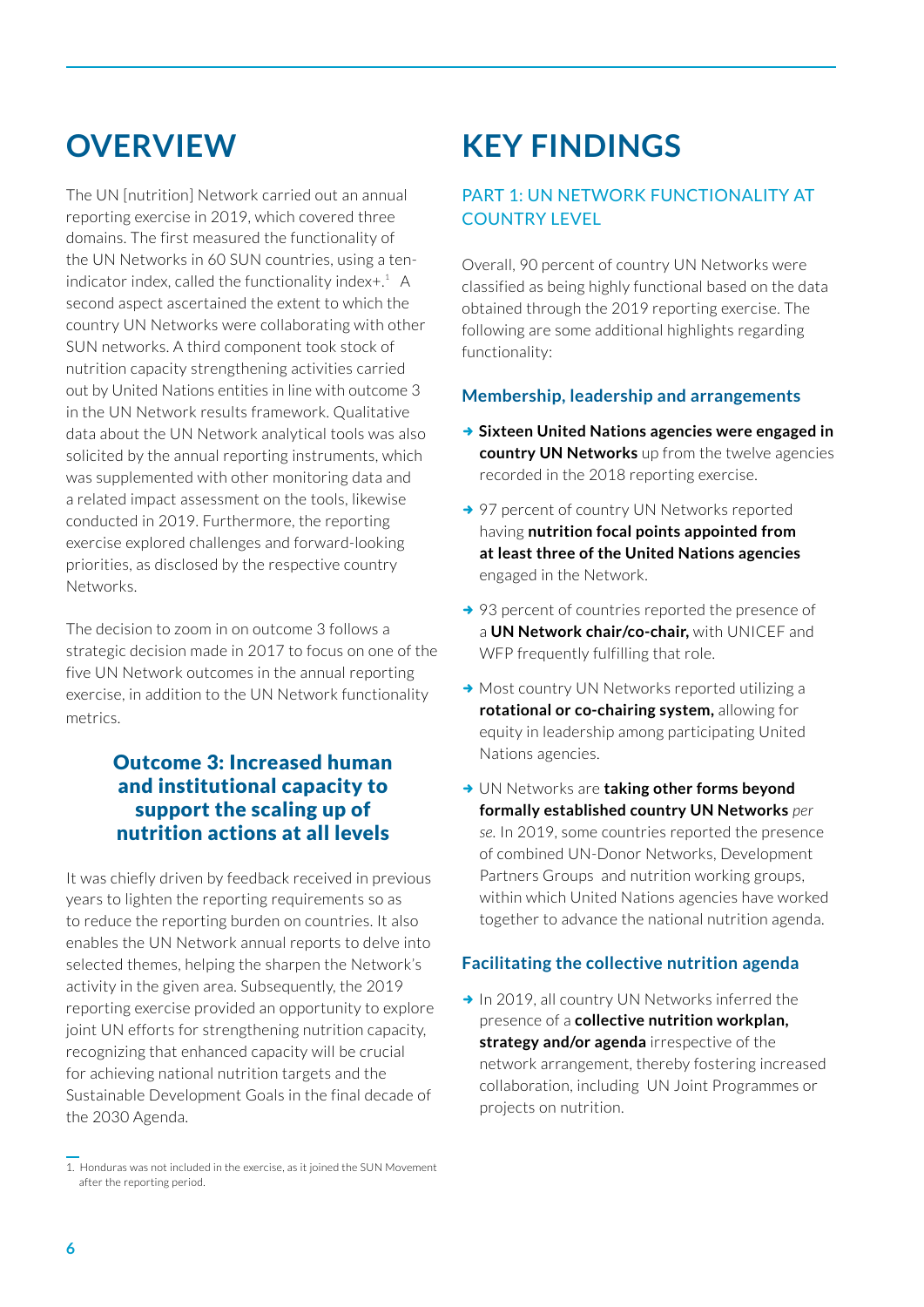# OVERVIEW

The UN [nutrition] Network carried out an annual reporting exercise in 2019, which covered three domains. The first measured the functionality of the UN Networks in 60 SUN countries, using a ten-indicator index, called the functionality index+.[1] A second aspect ascertained the extent to which the country UN Networks were collaborating with other SUN networks. A third component took stock of nutrition capacity strengthening activities carried out by United Nations entities in line with outcome 3 in the UN Network results framework. Qualitative data about the UN Network analytical tools was also solicited by the annual reporting instruments, which was supplemented with other monitoring data and a related impact assessment on the tools, likewise conducted in 2019. Furthermore, the reporting exercise explored challenges and forward-looking priorities, as disclosed by the respective country Networks.

The decision to zoom in on outcome 3 follows a strategic decision made in 2017 to focus on one of the five UN Network outcomes in the annual reporting exercise, in addition to the UN Network functionality metrics.

### Outcome 3: Increased human and institutional capacity to support the scaling up of nutrition actions at all levels

It was chiefly driven by feedback received in previous years to lighten the reporting requirements so as to reduce the reporting burden on countries. It also enables the UN Network annual reports to delve into selected themes, helping the sharpen the Network's activity in the given area. Subsequently, the 2019 reporting exercise provided an opportunity to explore joint UN efforts for strengthening nutrition capacity, recognizing that enhanced capacity will be crucial for achieving national nutrition targets and the Sustainable Development Goals in the final decade of the 2030 Agenda.

1. Honduras was not included in the exercise, as it joined the SUN Movement after the reporting period.

# KEY FINDINGS

## PART 1: UN NETWORK FUNCTIONALITY AT COUNTRY LEVEL

Overall, 90 percent of country UN Networks were classified as being highly functional based on the data obtained through the 2019 reporting exercise. The following are some additional highlights regarding functionality:

### Membership, leadership and arrangements

- **Sixteen United Nations agencies were engaged in country UN Networks** up from the twelve agencies recorded in the 2018 reporting exercise.
- 97 percent of country UN Networks reported having **nutrition focal points appointed from at least three of the United Nations agencies** engaged in the Network.
- 93 percent of countries reported the presence of a **UN Network chair/co-chair,** with UNICEF and WFP frequently fulfilling that role.
- Most country UN Networks reported utilizing a **rotational or co-chairing system,** allowing for equity in leadership among participating United Nations agencies.
- UN Networks are **taking other forms beyond formally established country UN Networks** *per se.* In 2019, some countries reported the presence of combined UN-Donor Networks, Development Partners Groups and nutrition working groups, within which United Nations agencies have worked together to advance the national nutrition agenda.

### Facilitating the collective nutrition agenda

- In 2019, all country UN Networks inferred the presence of a **collective nutrition workplan, strategy and/or agenda** irrespective of the network arrangement, thereby fostering increased collaboration, including UN Joint Programmes or projects on nutrition.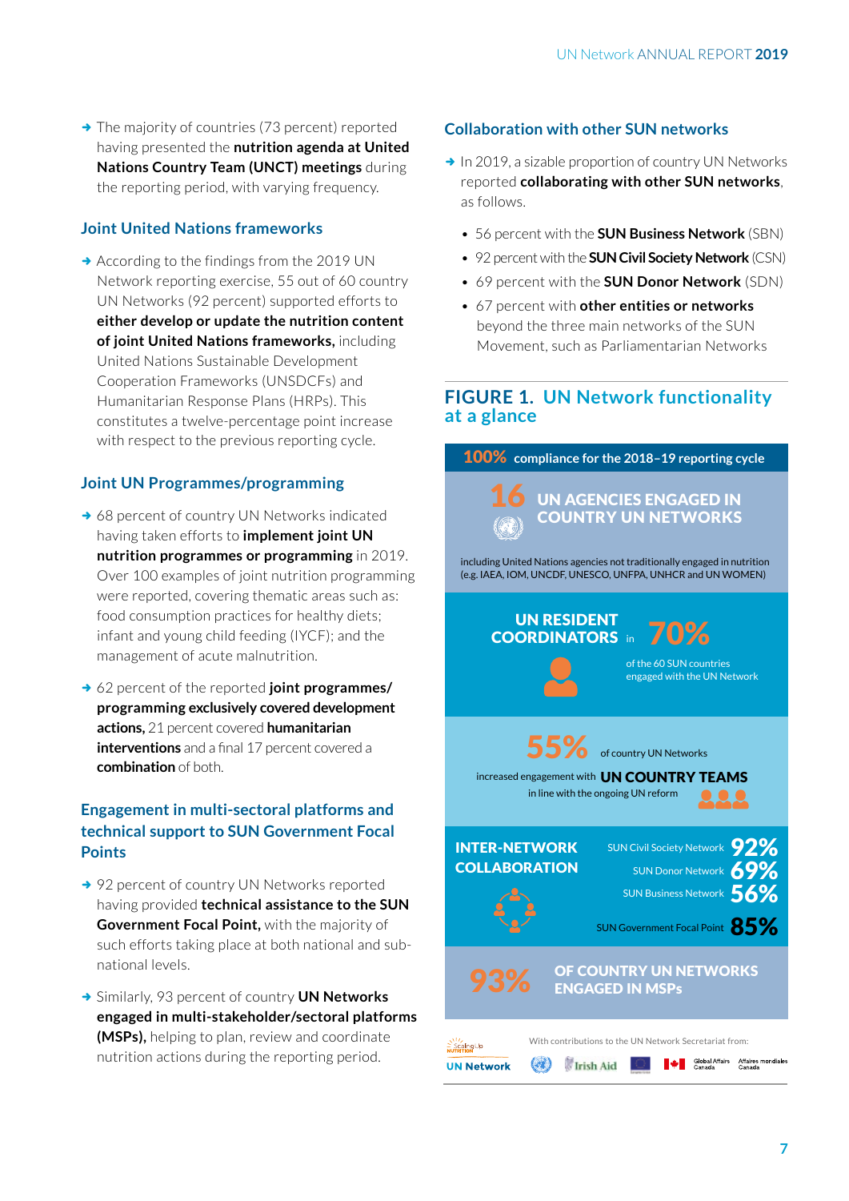- The majority of countries (73 percent) reported having presented the **nutrition agenda at United Nations Country Team (UNCT) meetings** during the reporting period, with varying frequency.

### Joint United Nations frameworks

- According to the findings from the 2019 UN Network reporting exercise, 55 out of 60 country UN Networks (92 percent) supported efforts to **either develop or update the nutrition content of joint United Nations frameworks,** including United Nations Sustainable Development Cooperation Frameworks (UNSDCFs) and Humanitarian Response Plans (HRPs). This constitutes a twelve-percentage point increase with respect to the previous reporting cycle.

### Joint UN Programmes/programming

- 68 percent of country UN Networks indicated having taken efforts to **implement joint UN nutrition programmes or programming** in 2019. Over 100 examples of joint nutrition programming were reported, covering thematic areas such as: food consumption practices for healthy diets; infant and young child feeding (IYCF); and the management of acute malnutrition.

- 62 percent of the reported **joint programmes/programming exclusively covered development actions,** 21 percent covered **humanitarian interventions** and a final 17 percent covered a **combination** of both.

### Engagement in multi-sectoral platforms and technical support to SUN Government Focal Points

- 92 percent of country UN Networks reported having provided **technical assistance to the SUN Government Focal Point,** with the majority of such efforts taking place at both national and sub-national levels.

- Similarly, 93 percent of country **UN Networks engaged in multi-stakeholder/sectoral platforms (MSPs),** helping to plan, review and coordinate nutrition actions during the reporting period.

### Collaboration with other SUN networks

- In 2019, a sizable proportion of country UN Networks reported **collaborating with other SUN networks**, as follows.
  - 56 percent with the **SUN Business Network** (SBN)
  - 92 percent with the **SUN Civil Society Network** (CSN)
  - 69 percent with the **SUN Donor Network** (SDN)
  - 67 percent with **other entities or networks** beyond the three main networks of the SUN Movement, such as Parliamentarian Networks

### FIGURE 1. UN Network functionality at a glance

**100%** compliance for the 2018–19 reporting cycle

**16** UN AGENCIES ENGAGED IN COUNTRY UN NETWORKS

including United Nations agencies not traditionally engaged in nutrition (e.g. IAEA, IOM, UNCDF, UNESCO, UNFPA, UNHCR and UN WOMEN)

**UN RESIDENT COORDINATORS** in **70%** of the 60 SUN countries engaged with the UN Network

**55%** of country UN Networks increased engagement with **UN COUNTRY TEAMS** in line with the ongoing UN reform

**INTER-NETWORK COLLABORATION**

- SUN Civil Society Network **92%**
- SUN Donor Network **69%**
- SUN Business Network **56%**
- SUN Government Focal Point **85%**

**93%** OF COUNTRY UN NETWORKS ENGAGED IN MSPs

Scaling Up Nutrition UN Network — With contributions to the UN Network Secretariat from: Irish Aid, Global Affairs Canada / Affaires mondiales Canada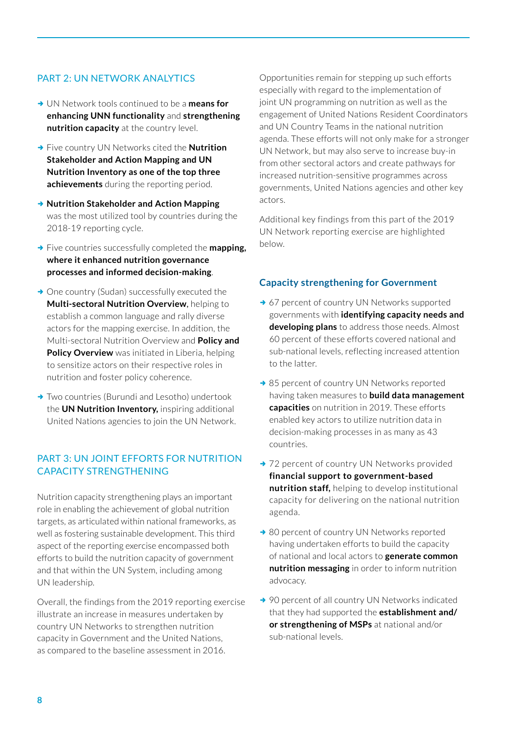## PART 2: UN NETWORK ANALYTICS

- UN Network tools continued to be a **means for enhancing UNN functionality** and **strengthening nutrition capacity** at the country level.
- Five country UN Networks cited the **Nutrition Stakeholder and Action Mapping and UN Nutrition Inventory as one of the top three achievements** during the reporting period.
- **Nutrition Stakeholder and Action Mapping** was the most utilized tool by countries during the 2018-19 reporting cycle.
- Five countries successfully completed the **mapping, where it enhanced nutrition governance processes and informed decision-making**.
- One country (Sudan) successfully executed the **Multi-sectoral Nutrition Overview**, helping to establish a common language and rally diverse actors for the mapping exercise. In addition, the Multi-sectoral Nutrition Overview and **Policy and Policy Overview** was initiated in Liberia, helping to sensitize actors on their respective roles in nutrition and foster policy coherence.
- Two countries (Burundi and Lesotho) undertook the **UN Nutrition Inventory,** inspiring additional United Nations agencies to join the UN Network.

## PART 3: UN JOINT EFFORTS FOR NUTRITION CAPACITY STRENGTHENING

Nutrition capacity strengthening plays an important role in enabling the achievement of global nutrition targets, as articulated within national frameworks, as well as fostering sustainable development. This third aspect of the reporting exercise encompassed both efforts to build the nutrition capacity of government and that within the UN System, including among UN leadership.

Overall, the findings from the 2019 reporting exercise illustrate an increase in measures undertaken by country UN Networks to strengthen nutrition capacity in Government and the United Nations, as compared to the baseline assessment in 2016.

Opportunities remain for stepping up such efforts especially with regard to the implementation of joint UN programming on nutrition as well as the engagement of United Nations Resident Coordinators and UN Country Teams in the national nutrition agenda. These efforts will not only make for a stronger UN Network, but may also serve to increase buy-in from other sectoral actors and create pathways for increased nutrition-sensitive programmes across governments, United Nations agencies and other key actors.

Additional key findings from this part of the 2019 UN Network reporting exercise are highlighted below.

### Capacity strengthening for Government

- 67 percent of country UN Networks supported governments with **identifying capacity needs and developing plans** to address those needs. Almost 60 percent of these efforts covered national and sub-national levels, reflecting increased attention to the latter.
- 85 percent of country UN Networks reported having taken measures to **build data management capacities** on nutrition in 2019. These efforts enabled key actors to utilize nutrition data in decision-making processes in as many as 43 countries.
- 72 percent of country UN Networks provided **financial support to government-based nutrition staff,** helping to develop institutional capacity for delivering on the national nutrition agenda.
- 80 percent of country UN Networks reported having undertaken efforts to build the capacity of national and local actors to **generate common nutrition messaging** in order to inform nutrition advocacy.
- 90 percent of all country UN Networks indicated that they had supported the **establishment and/or strengthening of MSPs** at national and/or sub-national levels.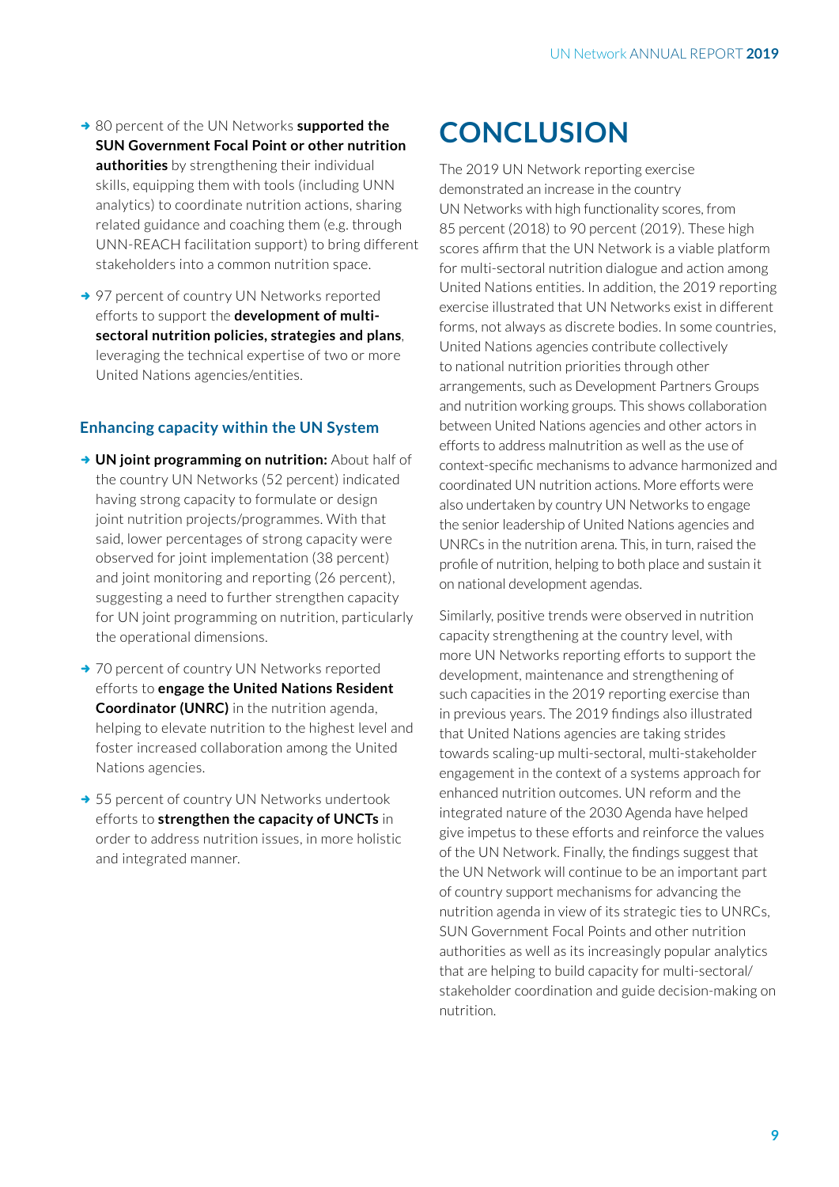- 80 percent of the UN Networks **supported the SUN Government Focal Point or other nutrition authorities** by strengthening their individual skills, equipping them with tools (including UNN analytics) to coordinate nutrition actions, sharing related guidance and coaching them (e.g. through UNN-REACH facilitation support) to bring different stakeholders into a common nutrition space.
- 97 percent of country UN Networks reported efforts to support the **development of multi-sectoral nutrition policies, strategies and plans**, leveraging the technical expertise of two or more United Nations agencies/entities.

### Enhancing capacity within the UN System

- **UN joint programming on nutrition:** About half of the country UN Networks (52 percent) indicated having strong capacity to formulate or design joint nutrition projects/programmes. With that said, lower percentages of strong capacity were observed for joint implementation (38 percent) and joint monitoring and reporting (26 percent), suggesting a need to further strengthen capacity for UN joint programming on nutrition, particularly the operational dimensions.
- 70 percent of country UN Networks reported efforts to **engage the United Nations Resident Coordinator (UNRC)** in the nutrition agenda, helping to elevate nutrition to the highest level and foster increased collaboration among the United Nations agencies.
- 55 percent of country UN Networks undertook efforts to **strengthen the capacity of UNCTs** in order to address nutrition issues, in more holistic and integrated manner.

# CONCLUSION

The 2019 UN Network reporting exercise demonstrated an increase in the country UN Networks with high functionality scores, from 85 percent (2018) to 90 percent (2019). These high scores affirm that the UN Network is a viable platform for multi-sectoral nutrition dialogue and action among United Nations entities. In addition, the 2019 reporting exercise illustrated that UN Networks exist in different forms, not always as discrete bodies. In some countries, United Nations agencies contribute collectively to national nutrition priorities through other arrangements, such as Development Partners Groups and nutrition working groups. This shows collaboration between United Nations agencies and other actors in efforts to address malnutrition as well as the use of context-specific mechanisms to advance harmonized and coordinated UN nutrition actions. More efforts were also undertaken by country UN Networks to engage the senior leadership of United Nations agencies and UNRCs in the nutrition arena. This, in turn, raised the profile of nutrition, helping to both place and sustain it on national development agendas.

Similarly, positive trends were observed in nutrition capacity strengthening at the country level, with more UN Networks reporting efforts to support the development, maintenance and strengthening of such capacities in the 2019 reporting exercise than in previous years. The 2019 findings also illustrated that United Nations agencies are taking strides towards scaling-up multi-sectoral, multi-stakeholder engagement in the context of a systems approach for enhanced nutrition outcomes. UN reform and the integrated nature of the 2030 Agenda have helped give impetus to these efforts and reinforce the values of the UN Network. Finally, the findings suggest that the UN Network will continue to be an important part of country support mechanisms for advancing the nutrition agenda in view of its strategic ties to UNRCs, SUN Government Focal Points and other nutrition authorities as well as its increasingly popular analytics that are helping to build capacity for multi-sectoral/stakeholder coordination and guide decision-making on nutrition.